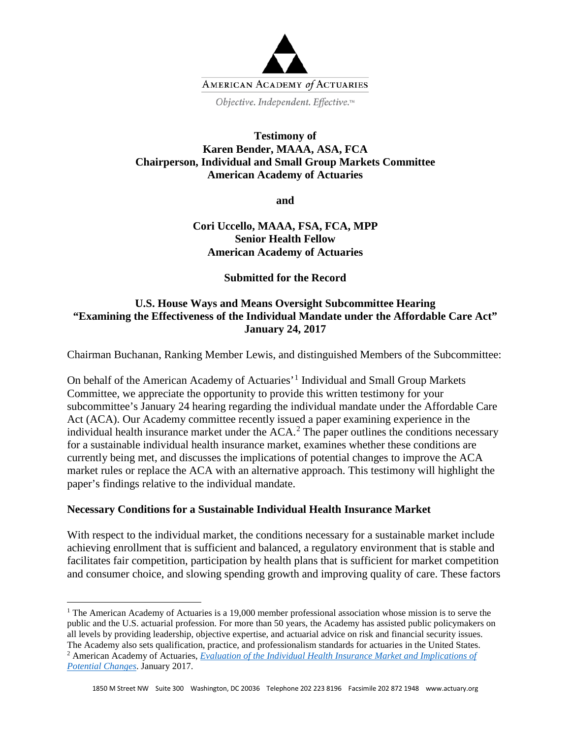AMERICAN ACADEMY *of* ACTUARIES

*Objective. Independent. Effective.™*

**Testimony of**
**Karen Bender, MAAA, ASA, FCA**
**Chairperson, Individual and Small Group Markets Committee**
**American Academy of Actuaries**

**and**

**Cori Uccello, MAAA, FSA, FCA, MPP**
**Senior Health Fellow**
**American Academy of Actuaries**

**Submitted for the Record**

**U.S. House Ways and Means Oversight Subcommittee Hearing**
**"Examining the Effectiveness of the Individual Mandate under the Affordable Care Act"**
**January 24, 2017**

Chairman Buchanan, Ranking Member Lewis, and distinguished Members of the Subcommittee:

On behalf of the American Academy of Actuaries'[1] Individual and Small Group Markets Committee, we appreciate the opportunity to provide this written testimony for your subcommittee's January 24 hearing regarding the individual mandate under the Affordable Care Act (ACA). Our Academy committee recently issued a paper examining experience in the individual health insurance market under the ACA.[2] The paper outlines the conditions necessary for a sustainable individual health insurance market, examines whether these conditions are currently being met, and discusses the implications of potential changes to improve the ACA market rules or replace the ACA with an alternative approach. This testimony will highlight the paper's findings relative to the individual mandate.

**Necessary Conditions for a Sustainable Individual Health Insurance Market**

With respect to the individual market, the conditions necessary for a sustainable market include achieving enrollment that is sufficient and balanced, a regulatory environment that is stable and facilitates fair competition, participation by health plans that is sufficient for market competition and consumer choice, and slowing spending growth and improving quality of care. These factors

---

[1] The American Academy of Actuaries is a 19,000 member professional association whose mission is to serve the public and the U.S. actuarial profession. For more than 50 years, the Academy has assisted public policymakers on all levels by providing leadership, objective expertise, and actuarial advice on risk and financial security issues. The Academy also sets qualification, practice, and professionalism standards for actuaries in the United States.

[2] American Academy of Actuaries, *Evaluation of the Individual Health Insurance Market and Implications of Potential Changes*. January 2017.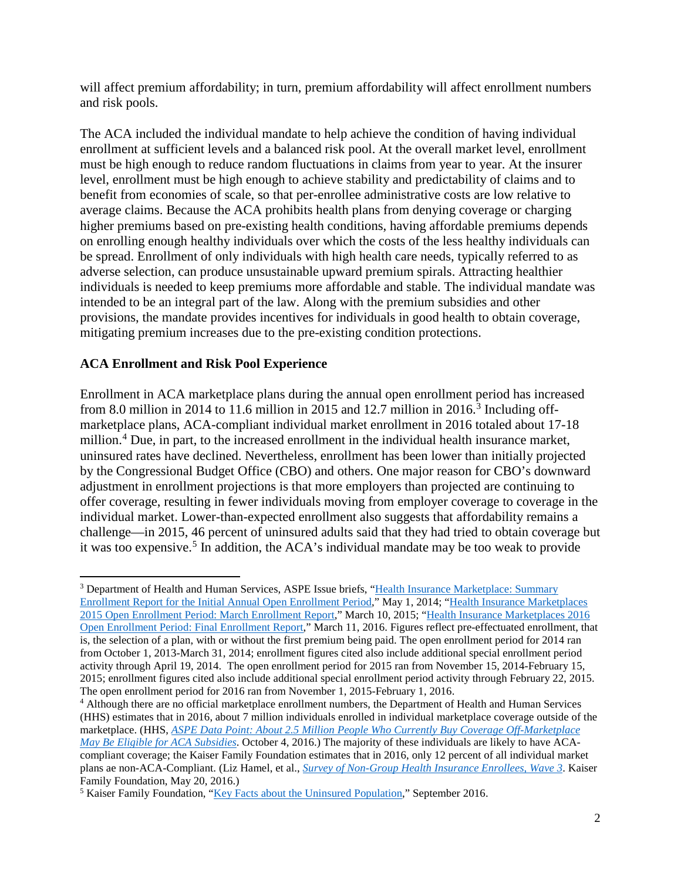will affect premium affordability; in turn, premium affordability will affect enrollment numbers and risk pools.

The ACA included the individual mandate to help achieve the condition of having individual enrollment at sufficient levels and a balanced risk pool. At the overall market level, enrollment must be high enough to reduce random fluctuations in claims from year to year. At the insurer level, enrollment must be high enough to achieve stability and predictability of claims and to benefit from economies of scale, so that per-enrollee administrative costs are low relative to average claims. Because the ACA prohibits health plans from denying coverage or charging higher premiums based on pre-existing health conditions, having affordable premiums depends on enrolling enough healthy individuals over which the costs of the less healthy individuals can be spread. Enrollment of only individuals with high health care needs, typically referred to as adverse selection, can produce unsustainable upward premium spirals. Attracting healthier individuals is needed to keep premiums more affordable and stable. The individual mandate was intended to be an integral part of the law. Along with the premium subsidies and other provisions, the mandate provides incentives for individuals in good health to obtain coverage, mitigating premium increases due to the pre-existing condition protections.

**ACA Enrollment and Risk Pool Experience**

Enrollment in ACA marketplace plans during the annual open enrollment period has increased from 8.0 million in 2014 to 11.6 million in 2015 and 12.7 million in 2016.[3] Including off-marketplace plans, ACA-compliant individual market enrollment in 2016 totaled about 17-18 million.[4] Due, in part, to the increased enrollment in the individual health insurance market, uninsured rates have declined. Nevertheless, enrollment has been lower than initially projected by the Congressional Budget Office (CBO) and others. One major reason for CBO's downward adjustment in enrollment projections is that more employers than projected are continuing to offer coverage, resulting in fewer individuals moving from employer coverage to coverage in the individual market. Lower-than-expected enrollment also suggests that affordability remains a challenge—in 2015, 46 percent of uninsured adults said that they had tried to obtain coverage but it was too expensive.[5] In addition, the ACA's individual mandate may be too weak to provide

---

[3] Department of Health and Human Services, ASPE Issue briefs, "Health Insurance Marketplace: Summary Enrollment Report for the Initial Annual Open Enrollment Period," May 1, 2014; "Health Insurance Marketplaces 2015 Open Enrollment Period: March Enrollment Report," March 10, 2015; "Health Insurance Marketplaces 2016 Open Enrollment Period: Final Enrollment Report," March 11, 2016. Figures reflect pre-effectuated enrollment, that is, the selection of a plan, with or without the first premium being paid. The open enrollment period for 2014 ran from October 1, 2013-March 31, 2014; enrollment figures cited also include additional special enrollment period activity through April 19, 2014. The open enrollment period for 2015 ran from November 15, 2014-February 15, 2015; enrollment figures cited also include additional special enrollment period activity through February 22, 2015. The open enrollment period for 2016 ran from November 1, 2015-February 1, 2016.

[4] Although there are no official marketplace enrollment numbers, the Department of Health and Human Services (HHS) estimates that in 2016, about 7 million individuals enrolled in individual marketplace coverage outside of the marketplace. (HHS, *ASPE Data Point: About 2.5 Million People Who Currently Buy Coverage Off-Marketplace May Be Eligible for ACA Subsidies*. October 4, 2016.) The majority of these individuals are likely to have ACA-compliant coverage; the Kaiser Family Foundation estimates that in 2016, only 12 percent of all individual market plans ae non-ACA-Compliant. (Liz Hamel, et al., *Survey of Non-Group Health Insurance Enrollees, Wave 3*. Kaiser Family Foundation, May 20, 2016.)

[5] Kaiser Family Foundation, "Key Facts about the Uninsured Population," September 2016.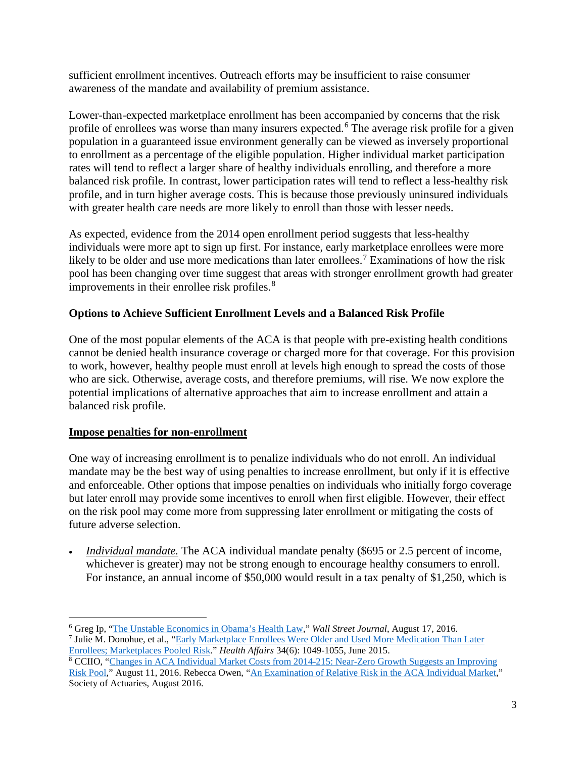sufficient enrollment incentives. Outreach efforts may be insufficient to raise consumer awareness of the mandate and availability of premium assistance.

Lower-than-expected marketplace enrollment has been accompanied by concerns that the risk profile of enrollees was worse than many insurers expected.[6] The average risk profile for a given population in a guaranteed issue environment generally can be viewed as inversely proportional to enrollment as a percentage of the eligible population. Higher individual market participation rates will tend to reflect a larger share of healthy individuals enrolling, and therefore a more balanced risk profile. In contrast, lower participation rates will tend to reflect a less-healthy risk profile, and in turn higher average costs. This is because those previously uninsured individuals with greater health care needs are more likely to enroll than those with lesser needs.

As expected, evidence from the 2014 open enrollment period suggests that less-healthy individuals were more apt to sign up first. For instance, early marketplace enrollees were more likely to be older and use more medications than later enrollees.[7] Examinations of how the risk pool has been changing over time suggest that areas with stronger enrollment growth had greater improvements in their enrollee risk profiles.[8]

### Options to Achieve Sufficient Enrollment Levels and a Balanced Risk Profile

One of the most popular elements of the ACA is that people with pre-existing health conditions cannot be denied health insurance coverage or charged more for that coverage. For this provision to work, however, healthy people must enroll at levels high enough to spread the costs of those who are sick. Otherwise, average costs, and therefore premiums, will rise. We now explore the potential implications of alternative approaches that aim to increase enrollment and attain a balanced risk profile.

#### Impose penalties for non-enrollment

One way of increasing enrollment is to penalize individuals who do not enroll. An individual mandate may be the best way of using penalties to increase enrollment, but only if it is effective and enforceable. Other options that impose penalties on individuals who initially forgo coverage but later enroll may provide some incentives to enroll when first eligible. However, their effect on the risk pool may come more from suppressing later enrollment or mitigating the costs of future adverse selection.

- ***Individual mandate.*** The ACA individual mandate penalty ($695 or 2.5 percent of income, whichever is greater) may not be strong enough to encourage healthy consumers to enroll. For instance, an annual income of $50,000 would result in a tax penalty of $1,250, which is

---

[6] Greg Ip, "The Unstable Economics in Obama's Health Law," *Wall Street Journal*, August 17, 2016.

[7] Julie M. Donohue, et al., "Early Marketplace Enrollees Were Older and Used More Medication Than Later Enrollees; Marketplaces Pooled Risk." *Health Affairs* 34(6): 1049-1055, June 2015.

[8] CCIIO, "Changes in ACA Individual Market Costs from 2014-215: Near-Zero Growth Suggests an Improving Risk Pool," August 11, 2016. Rebecca Owen, "An Examination of Relative Risk in the ACA Individual Market," Society of Actuaries, August 2016.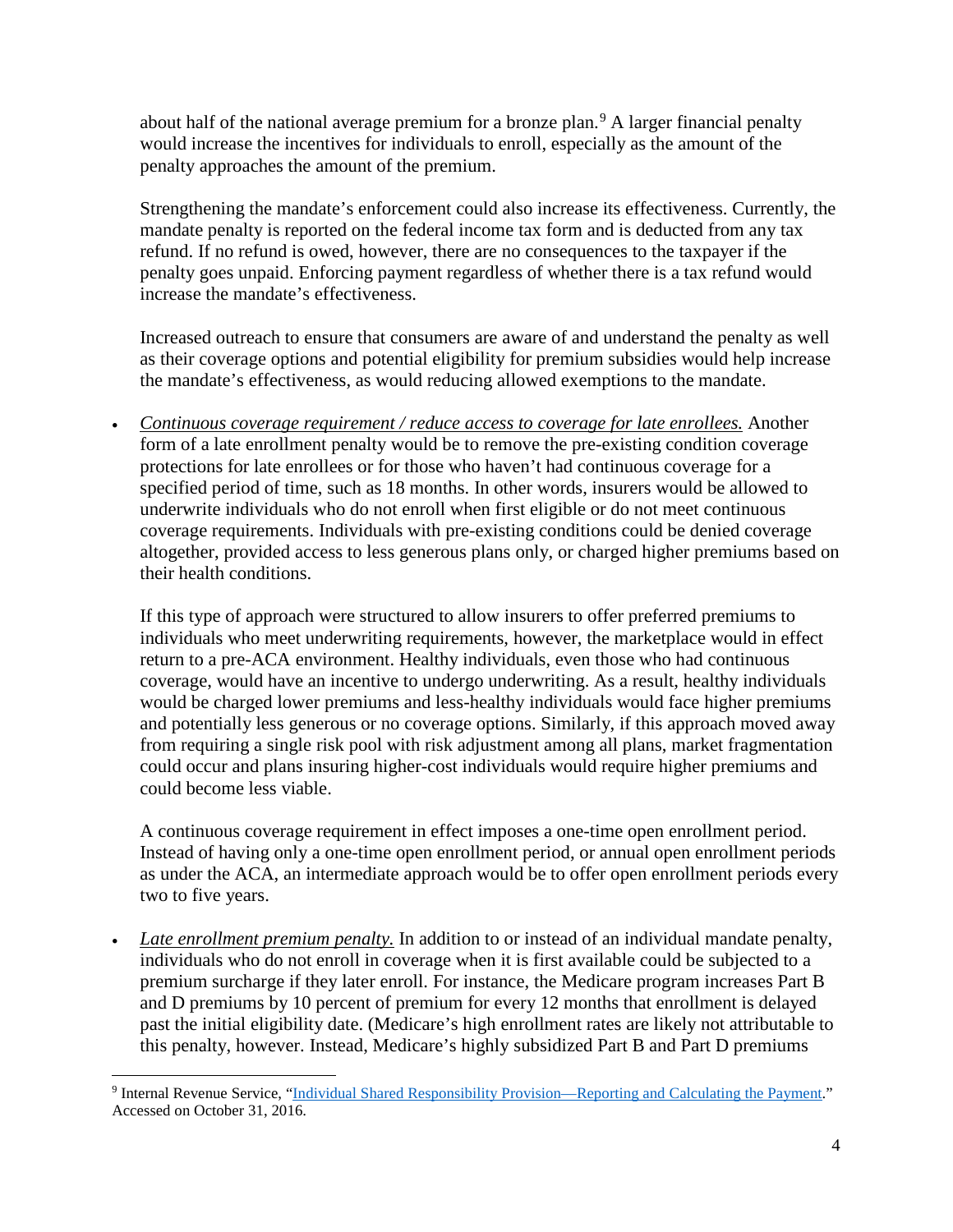about half of the national average premium for a bronze plan.[9] A larger financial penalty would increase the incentives for individuals to enroll, especially as the amount of the penalty approaches the amount of the premium.

Strengthening the mandate's enforcement could also increase its effectiveness. Currently, the mandate penalty is reported on the federal income tax form and is deducted from any tax refund. If no refund is owed, however, there are no consequences to the taxpayer if the penalty goes unpaid. Enforcing payment regardless of whether there is a tax refund would increase the mandate's effectiveness.

Increased outreach to ensure that consumers are aware of and understand the penalty as well as their coverage options and potential eligibility for premium subsidies would help increase the mandate's effectiveness, as would reducing allowed exemptions to the mandate.

- *Continuous coverage requirement / reduce access to coverage for late enrollees.* Another form of a late enrollment penalty would be to remove the pre-existing condition coverage protections for late enrollees or for those who haven't had continuous coverage for a specified period of time, such as 18 months. In other words, insurers would be allowed to underwrite individuals who do not enroll when first eligible or do not meet continuous coverage requirements. Individuals with pre-existing conditions could be denied coverage altogether, provided access to less generous plans only, or charged higher premiums based on their health conditions.

  If this type of approach were structured to allow insurers to offer preferred premiums to individuals who meet underwriting requirements, however, the marketplace would in effect return to a pre-ACA environment. Healthy individuals, even those who had continuous coverage, would have an incentive to undergo underwriting. As a result, healthy individuals would be charged lower premiums and less-healthy individuals would face higher premiums and potentially less generous or no coverage options. Similarly, if this approach moved away from requiring a single risk pool with risk adjustment among all plans, market fragmentation could occur and plans insuring higher-cost individuals would require higher premiums and could become less viable.

  A continuous coverage requirement in effect imposes a one-time open enrollment period. Instead of having only a one-time open enrollment period, or annual open enrollment periods as under the ACA, an intermediate approach would be to offer open enrollment periods every two to five years.

- *Late enrollment premium penalty.* In addition to or instead of an individual mandate penalty, individuals who do not enroll in coverage when it is first available could be subjected to a premium surcharge if they later enroll. For instance, the Medicare program increases Part B and D premiums by 10 percent of premium for every 12 months that enrollment is delayed past the initial eligibility date. (Medicare's high enrollment rates are likely not attributable to this penalty, however. Instead, Medicare's highly subsidized Part B and Part D premiums

---

[9] Internal Revenue Service, "Individual Shared Responsibility Provision—Reporting and Calculating the Payment." Accessed on October 31, 2016.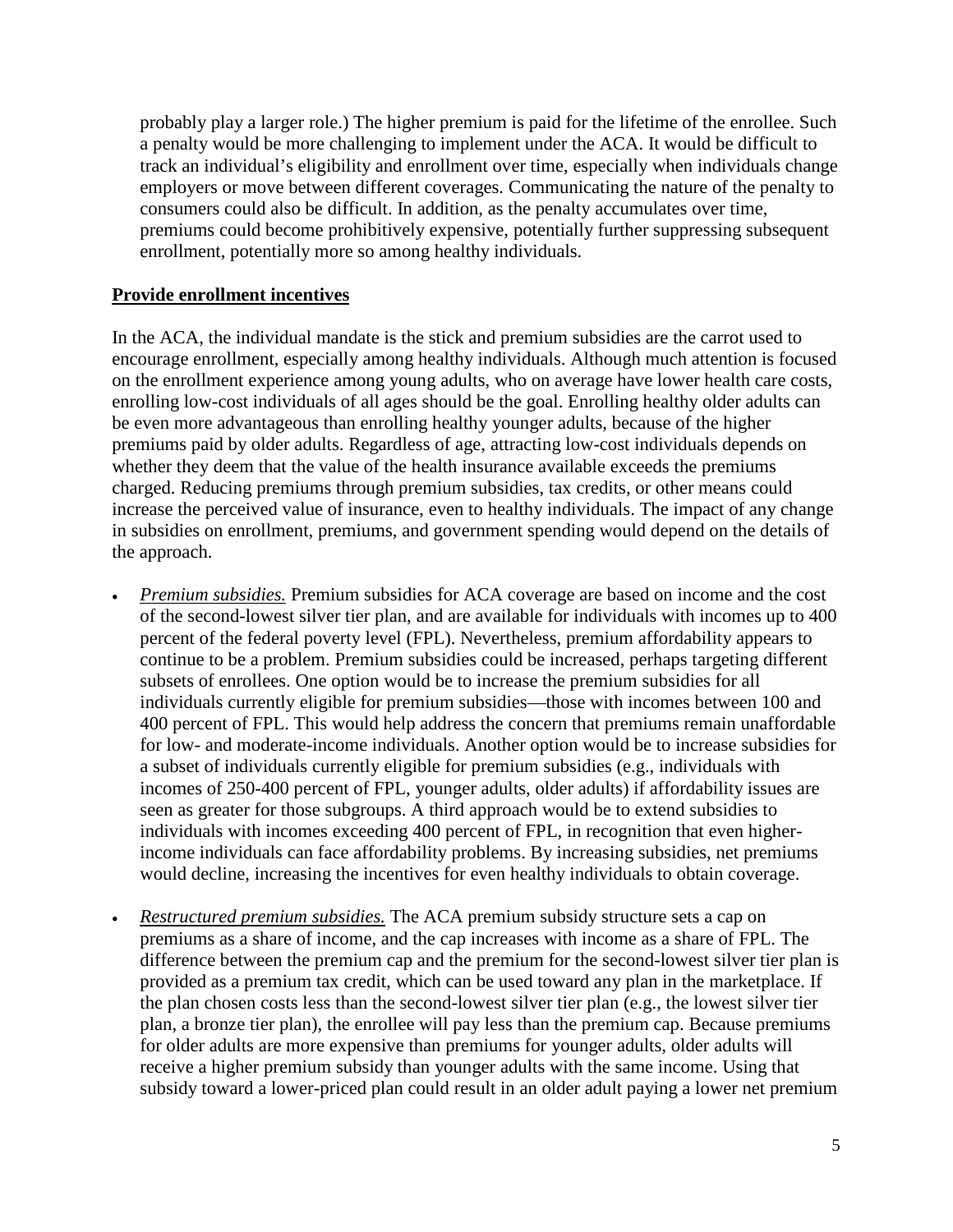probably play a larger role.) The higher premium is paid for the lifetime of the enrollee. Such a penalty would be more challenging to implement under the ACA. It would be difficult to track an individual's eligibility and enrollment over time, especially when individuals change employers or move between different coverages. Communicating the nature of the penalty to consumers could also be difficult. In addition, as the penalty accumulates over time, premiums could become prohibitively expensive, potentially further suppressing subsequent enrollment, potentially more so among healthy individuals.

## Provide enrollment incentives

In the ACA, the individual mandate is the stick and premium subsidies are the carrot used to encourage enrollment, especially among healthy individuals. Although much attention is focused on the enrollment experience among young adults, who on average have lower health care costs, enrolling low-cost individuals of all ages should be the goal. Enrolling healthy older adults can be even more advantageous than enrolling healthy younger adults, because of the higher premiums paid by older adults. Regardless of age, attracting low-cost individuals depends on whether they deem that the value of the health insurance available exceeds the premiums charged. Reducing premiums through premium subsidies, tax credits, or other means could increase the perceived value of insurance, even to healthy individuals. The impact of any change in subsidies on enrollment, premiums, and government spending would depend on the details of the approach.

- *Premium subsidies.* Premium subsidies for ACA coverage are based on income and the cost of the second-lowest silver tier plan, and are available for individuals with incomes up to 400 percent of the federal poverty level (FPL). Nevertheless, premium affordability appears to continue to be a problem. Premium subsidies could be increased, perhaps targeting different subsets of enrollees. One option would be to increase the premium subsidies for all individuals currently eligible for premium subsidies—those with incomes between 100 and 400 percent of FPL. This would help address the concern that premiums remain unaffordable for low- and moderate-income individuals. Another option would be to increase subsidies for a subset of individuals currently eligible for premium subsidies (e.g., individuals with incomes of 250-400 percent of FPL, younger adults, older adults) if affordability issues are seen as greater for those subgroups. A third approach would be to extend subsidies to individuals with incomes exceeding 400 percent of FPL, in recognition that even higher-income individuals can face affordability problems. By increasing subsidies, net premiums would decline, increasing the incentives for even healthy individuals to obtain coverage.

- *Restructured premium subsidies.* The ACA premium subsidy structure sets a cap on premiums as a share of income, and the cap increases with income as a share of FPL. The difference between the premium cap and the premium for the second-lowest silver tier plan is provided as a premium tax credit, which can be used toward any plan in the marketplace. If the plan chosen costs less than the second-lowest silver tier plan (e.g., the lowest silver tier plan, a bronze tier plan), the enrollee will pay less than the premium cap. Because premiums for older adults are more expensive than premiums for younger adults, older adults will receive a higher premium subsidy than younger adults with the same income. Using that subsidy toward a lower-priced plan could result in an older adult paying a lower net premium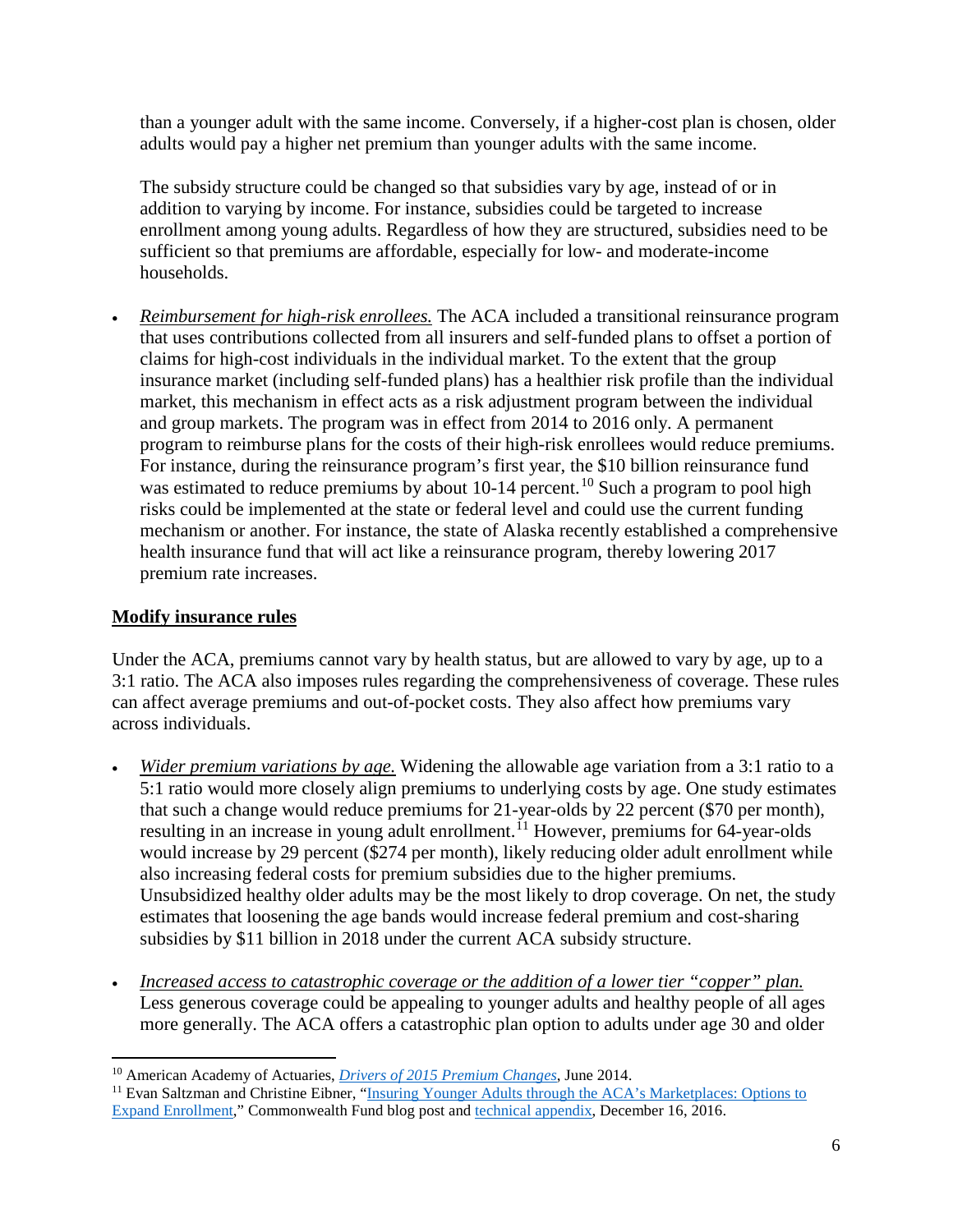than a younger adult with the same income. Conversely, if a higher-cost plan is chosen, older adults would pay a higher net premium than younger adults with the same income.

The subsidy structure could be changed so that subsidies vary by age, instead of or in addition to varying by income. For instance, subsidies could be targeted to increase enrollment among young adults. Regardless of how they are structured, subsidies need to be sufficient so that premiums are affordable, especially for low- and moderate-income households.

- *Reimbursement for high-risk enrollees.* The ACA included a transitional reinsurance program that uses contributions collected from all insurers and self-funded plans to offset a portion of claims for high-cost individuals in the individual market. To the extent that the group insurance market (including self-funded plans) has a healthier risk profile than the individual market, this mechanism in effect acts as a risk adjustment program between the individual and group markets. The program was in effect from 2014 to 2016 only. A permanent program to reimburse plans for the costs of their high-risk enrollees would reduce premiums. For instance, during the reinsurance program's first year, the $10 billion reinsurance fund was estimated to reduce premiums by about 10-14 percent.[10] Such a program to pool high risks could be implemented at the state or federal level and could use the current funding mechanism or another. For instance, the state of Alaska recently established a comprehensive health insurance fund that will act like a reinsurance program, thereby lowering 2017 premium rate increases.

**Modify insurance rules**

Under the ACA, premiums cannot vary by health status, but are allowed to vary by age, up to a 3:1 ratio. The ACA also imposes rules regarding the comprehensiveness of coverage. These rules can affect average premiums and out-of-pocket costs. They also affect how premiums vary across individuals.

- *Wider premium variations by age.* Widening the allowable age variation from a 3:1 ratio to a 5:1 ratio would more closely align premiums to underlying costs by age. One study estimates that such a change would reduce premiums for 21-year-olds by 22 percent ($70 per month), resulting in an increase in young adult enrollment.[11] However, premiums for 64-year-olds would increase by 29 percent ($274 per month), likely reducing older adult enrollment while also increasing federal costs for premium subsidies due to the higher premiums. Unsubsidized healthy older adults may be the most likely to drop coverage. On net, the study estimates that loosening the age bands would increase federal premium and cost-sharing subsidies by $11 billion in 2018 under the current ACA subsidy structure.

- *Increased access to catastrophic coverage or the addition of a lower tier "copper" plan.* Less generous coverage could be appealing to younger adults and healthy people of all ages more generally. The ACA offers a catastrophic plan option to adults under age 30 and older

---

[10] American Academy of Actuaries, *Drivers of 2015 Premium Changes*, June 2014.

[11] Evan Saltzman and Christine Eibner, "Insuring Younger Adults through the ACA's Marketplaces: Options to Expand Enrollment," Commonwealth Fund blog post and technical appendix, December 16, 2016.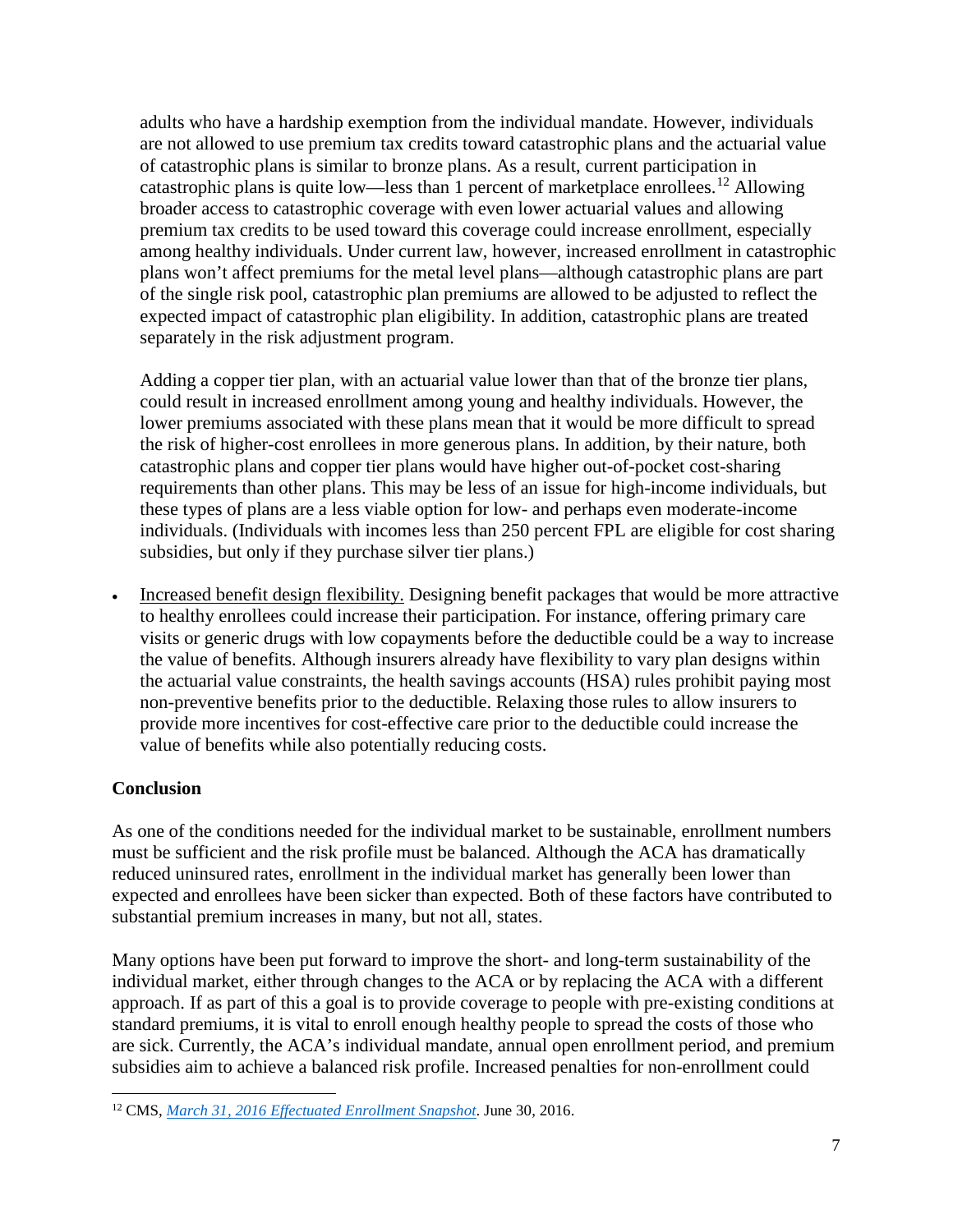adults who have a hardship exemption from the individual mandate. However, individuals are not allowed to use premium tax credits toward catastrophic plans and the actuarial value of catastrophic plans is similar to bronze plans. As a result, current participation in catastrophic plans is quite low—less than 1 percent of marketplace enrollees.[12] Allowing broader access to catastrophic coverage with even lower actuarial values and allowing premium tax credits to be used toward this coverage could increase enrollment, especially among healthy individuals. Under current law, however, increased enrollment in catastrophic plans won't affect premiums for the metal level plans—although catastrophic plans are part of the single risk pool, catastrophic plan premiums are allowed to be adjusted to reflect the expected impact of catastrophic plan eligibility. In addition, catastrophic plans are treated separately in the risk adjustment program.

Adding a copper tier plan, with an actuarial value lower than that of the bronze tier plans, could result in increased enrollment among young and healthy individuals. However, the lower premiums associated with these plans mean that it would be more difficult to spread the risk of higher-cost enrollees in more generous plans. In addition, by their nature, both catastrophic plans and copper tier plans would have higher out-of-pocket cost-sharing requirements than other plans. This may be less of an issue for high-income individuals, but these types of plans are a less viable option for low- and perhaps even moderate-income individuals. (Individuals with incomes less than 250 percent FPL are eligible for cost sharing subsidies, but only if they purchase silver tier plans.)

- Increased benefit design flexibility. Designing benefit packages that would be more attractive to healthy enrollees could increase their participation. For instance, offering primary care visits or generic drugs with low copayments before the deductible could be a way to increase the value of benefits. Although insurers already have flexibility to vary plan designs within the actuarial value constraints, the health savings accounts (HSA) rules prohibit paying most non-preventive benefits prior to the deductible. Relaxing those rules to allow insurers to provide more incentives for cost-effective care prior to the deductible could increase the value of benefits while also potentially reducing costs.

## Conclusion

As one of the conditions needed for the individual market to be sustainable, enrollment numbers must be sufficient and the risk profile must be balanced. Although the ACA has dramatically reduced uninsured rates, enrollment in the individual market has generally been lower than expected and enrollees have been sicker than expected. Both of these factors have contributed to substantial premium increases in many, but not all, states.

Many options have been put forward to improve the short- and long-term sustainability of the individual market, either through changes to the ACA or by replacing the ACA with a different approach. If as part of this a goal is to provide coverage to people with pre-existing conditions at standard premiums, it is vital to enroll enough healthy people to spread the costs of those who are sick. Currently, the ACA's individual mandate, annual open enrollment period, and premium subsidies aim to achieve a balanced risk profile. Increased penalties for non-enrollment could

---

[12] CMS, *March 31, 2016 Effectuated Enrollment Snapshot*. June 30, 2016.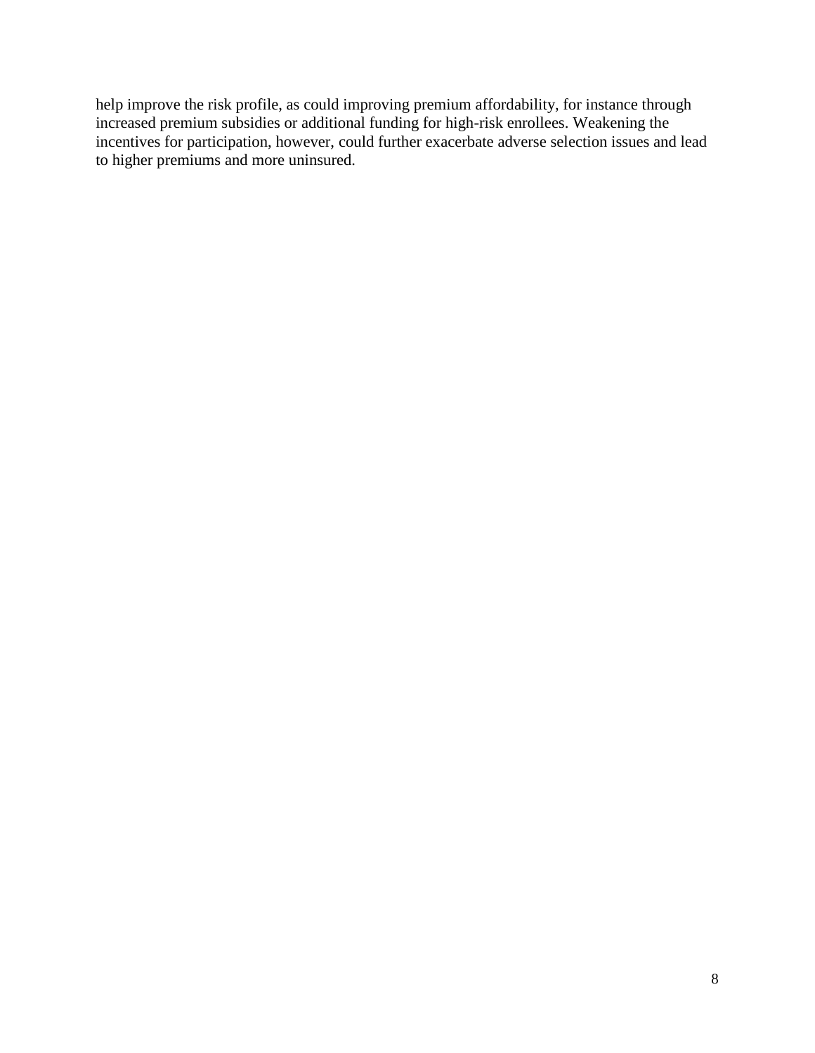help improve the risk profile, as could improving premium affordability, for instance through increased premium subsidies or additional funding for high-risk enrollees. Weakening the incentives for participation, however, could further exacerbate adverse selection issues and lead to higher premiums and more uninsured.